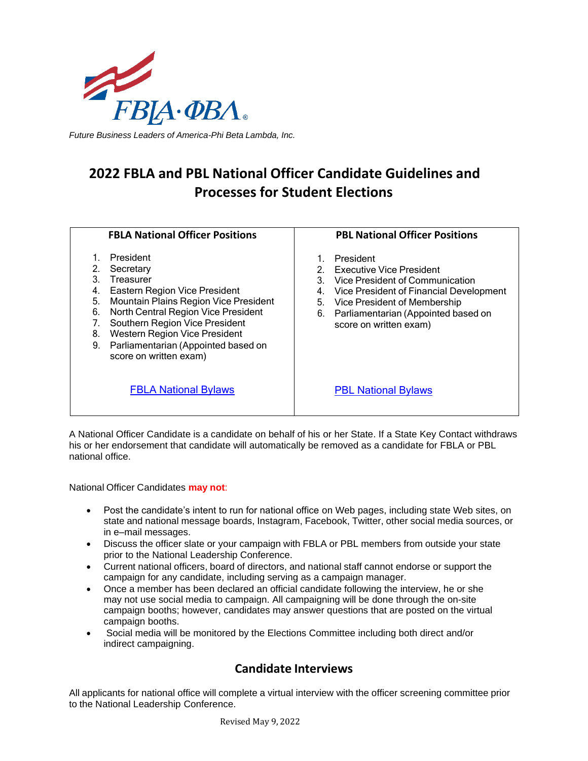*Future Business Leaders of America-Phi Beta Lambda, Inc.*

# 2022 FBLA and PBL National Officer Candidate Guidelines and Processes for Student Elections

| FBLA National Officer Positions | PBL National Officer Positions |
|---|---|
| 1. President<br>2. Secretary<br>3. Treasurer<br>4. Eastern Region Vice President<br>5. Mountain Plains Region Vice President<br>6. North Central Region Vice President<br>7. Southern Region Vice President<br>8. Western Region Vice President<br>9. Parliamentarian (Appointed based on score on written exam) | 1. President<br>2. Executive Vice President<br>3. Vice President of Communication<br>4. Vice President of Financial Development<br>5. Vice President of Membership<br>6. Parliamentarian (Appointed based on score on written exam) |
| FBLA National Bylaws | PBL National Bylaws |

A National Officer Candidate is a candidate on behalf of his or her State. If a State Key Contact withdraws his or her endorsement that candidate will automatically be removed as a candidate for FBLA or PBL national office.

National Officer Candidates **may not**:

- Post the candidate's intent to run for national office on Web pages, including state Web sites, on state and national message boards, Instagram, Facebook, Twitter, other social media sources, or in e–mail messages.
- Discuss the officer slate or your campaign with FBLA or PBL members from outside your state prior to the National Leadership Conference.
- Current national officers, board of directors, and national staff cannot endorse or support the campaign for any candidate, including serving as a campaign manager.
- Once a member has been declared an official candidate following the interview, he or she may not use social media to campaign. All campaigning will be done through the on-site campaign booths; however, candidates may answer questions that are posted on the virtual campaign booths.
- Social media will be monitored by the Elections Committee including both direct and/or indirect campaigning.

## Candidate Interviews

All applicants for national office will complete a virtual interview with the officer screening committee prior to the National Leadership Conference.

Revised May 9, 2022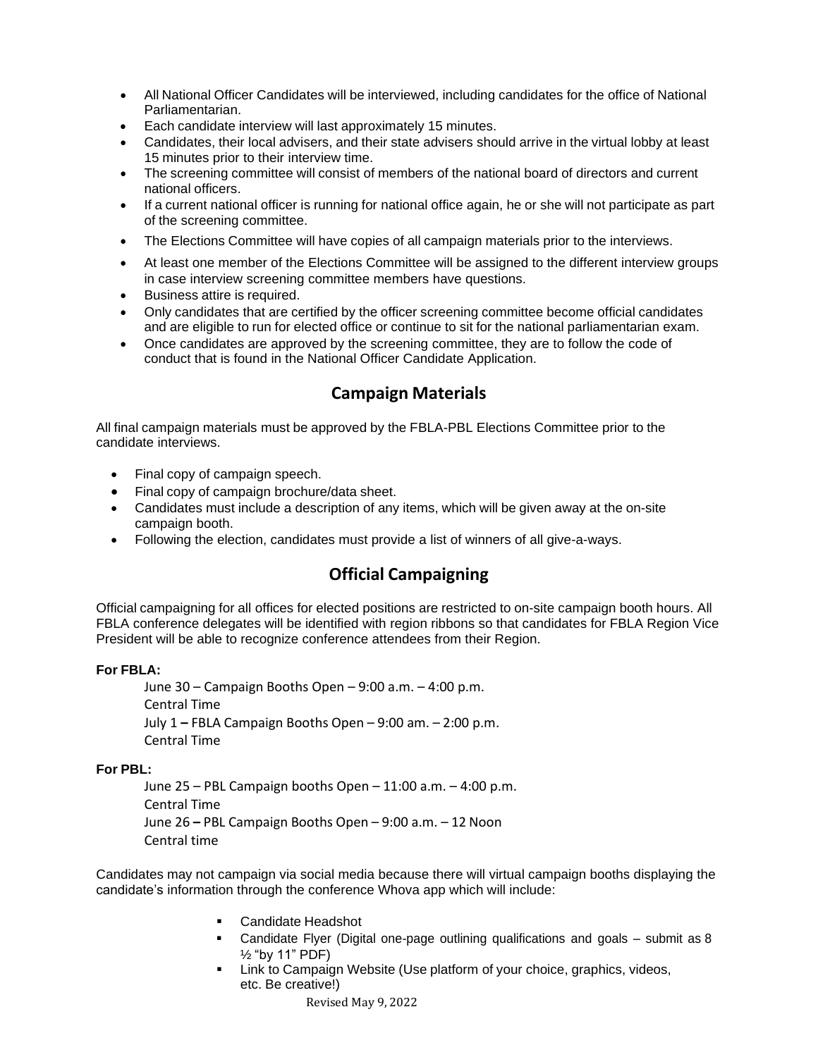- All National Officer Candidates will be interviewed, including candidates for the office of National Parliamentarian.
- Each candidate interview will last approximately 15 minutes.
- Candidates, their local advisers, and their state advisers should arrive in the virtual lobby at least 15 minutes prior to their interview time.
- The screening committee will consist of members of the national board of directors and current national officers.
- If a current national officer is running for national office again, he or she will not participate as part of the screening committee.
- The Elections Committee will have copies of all campaign materials prior to the interviews.
- At least one member of the Elections Committee will be assigned to the different interview groups in case interview screening committee members have questions.
- Business attire is required.
- Only candidates that are certified by the officer screening committee become official candidates and are eligible to run for elected office or continue to sit for the national parliamentarian exam.
- Once candidates are approved by the screening committee, they are to follow the code of conduct that is found in the National Officer Candidate Application.

## Campaign Materials

All final campaign materials must be approved by the FBLA-PBL Elections Committee prior to the candidate interviews.

- Final copy of campaign speech.
- Final copy of campaign brochure/data sheet.
- Candidates must include a description of any items, which will be given away at the on-site campaign booth.
- Following the election, candidates must provide a list of winners of all give-a-ways.

## Official Campaigning

Official campaigning for all offices for elected positions are restricted to on-site campaign booth hours. All FBLA conference delegates will be identified with region ribbons so that candidates for FBLA Region Vice President will be able to recognize conference attendees from their Region.

**For FBLA:**

June 30 – Campaign Booths Open – 9:00 a.m. – 4:00 p.m.
Central Time
July 1 **–** FBLA Campaign Booths Open – 9:00 am. – 2:00 p.m.
Central Time

**For PBL:**

June 25 – PBL Campaign booths Open – 11:00 a.m. – 4:00 p.m.
Central Time
June 26 **–** PBL Campaign Booths Open – 9:00 a.m. – 12 Noon
Central time

Candidates may not campaign via social media because there will virtual campaign booths displaying the candidate's information through the conference Whova app which will include:

- Candidate Headshot
- Candidate Flyer (Digital one-page outlining qualifications and goals – submit as 8 ½ "by 11" PDF)
- Link to Campaign Website (Use platform of your choice, graphics, videos, etc. Be creative!)

Revised May 9, 2022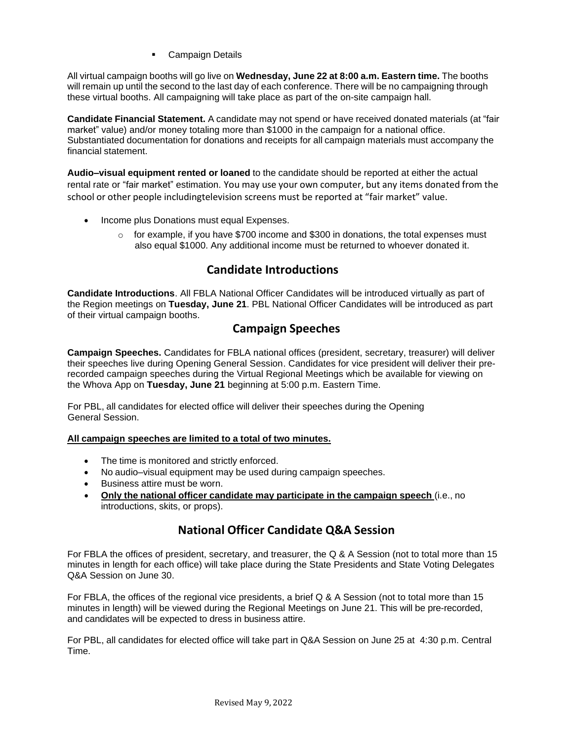- Campaign Details

All virtual campaign booths will go live on **Wednesday, June 22 at 8:00 a.m. Eastern time.** The booths will remain up until the second to the last day of each conference. There will be no campaigning through these virtual booths. All campaigning will take place as part of the on-site campaign hall.

**Candidate Financial Statement.** A candidate may not spend or have received donated materials (at "fair market" value) and/or money totaling more than $1000 in the campaign for a national office. Substantiated documentation for donations and receipts for all campaign materials must accompany the financial statement.

**Audio–visual equipment rented or loaned** to the candidate should be reported at either the actual rental rate or "fair market" estimation. You may use your own computer, but any items donated from the school or other people includingtelevision screens must be reported at "fair market" value.

- Income plus Donations must equal Expenses.
  - for example, if you have $700 income and $300 in donations, the total expenses must also equal $1000. Any additional income must be returned to whoever donated it.

## Candidate Introductions

**Candidate Introductions**. All FBLA National Officer Candidates will be introduced virtually as part of the Region meetings on **Tuesday, June 21**. PBL National Officer Candidates will be introduced as part of their virtual campaign booths.

## Campaign Speeches

**Campaign Speeches.** Candidates for FBLA national offices (president, secretary, treasurer) will deliver their speeches live during Opening General Session. Candidates for vice president will deliver their pre-recorded campaign speeches during the Virtual Regional Meetings which be available for viewing on the Whova App on **Tuesday, June 21** beginning at 5:00 p.m. Eastern Time.

For PBL, all candidates for elected office will deliver their speeches during the Opening General Session.

**All campaign speeches are limited to a total of two minutes.**

- The time is monitored and strictly enforced.
- No audio–visual equipment may be used during campaign speeches.
- Business attire must be worn.
- **Only the national officer candidate may participate in the campaign speech** (i.e., no introductions, skits, or props).

## National Officer Candidate Q&A Session

For FBLA the offices of president, secretary, and treasurer, the Q & A Session (not to total more than 15 minutes in length for each office) will take place during the State Presidents and State Voting Delegates Q&A Session on June 30.

For FBLA, the offices of the regional vice presidents, a brief Q & A Session (not to total more than 15 minutes in length) will be viewed during the Regional Meetings on June 21. This will be pre-recorded, and candidates will be expected to dress in business attire.

For PBL, all candidates for elected office will take part in Q&A Session on June 25 at 4:30 p.m. Central Time.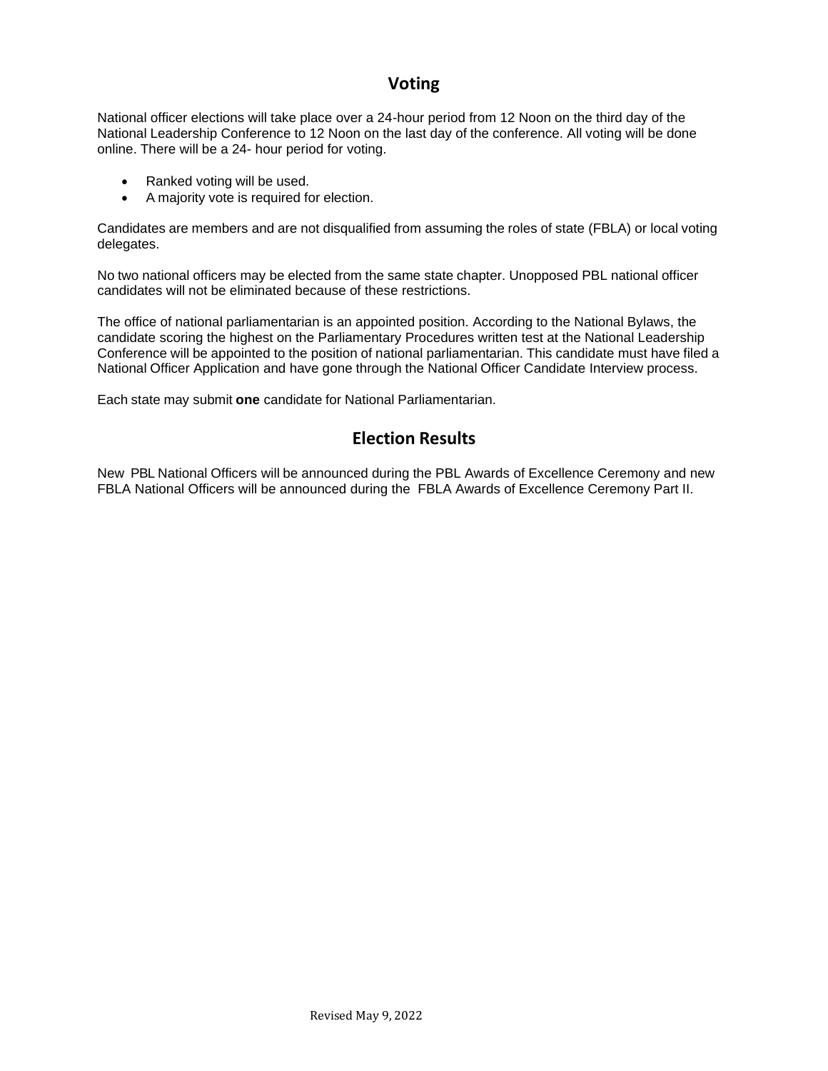## Voting

National officer elections will take place over a 24-hour period from 12 Noon on the third day of the National Leadership Conference to 12 Noon on the last day of the conference. All voting will be done online. There will be a 24- hour period for voting.

- Ranked voting will be used.
- A majority vote is required for election.

Candidates are members and are not disqualified from assuming the roles of state (FBLA) or local voting delegates.

No two national officers may be elected from the same state chapter. Unopposed PBL national officer candidates will not be eliminated because of these restrictions.

The office of national parliamentarian is an appointed position. According to the National Bylaws, the candidate scoring the highest on the Parliamentary Procedures written test at the National Leadership Conference will be appointed to the position of national parliamentarian. This candidate must have filed a National Officer Application and have gone through the National Officer Candidate Interview process.

Each state may submit **one** candidate for National Parliamentarian.

## Election Results

New PBL National Officers will be announced during the PBL Awards of Excellence Ceremony and new FBLA National Officers will be announced during the FBLA Awards of Excellence Ceremony Part II.

Revised May 9, 2022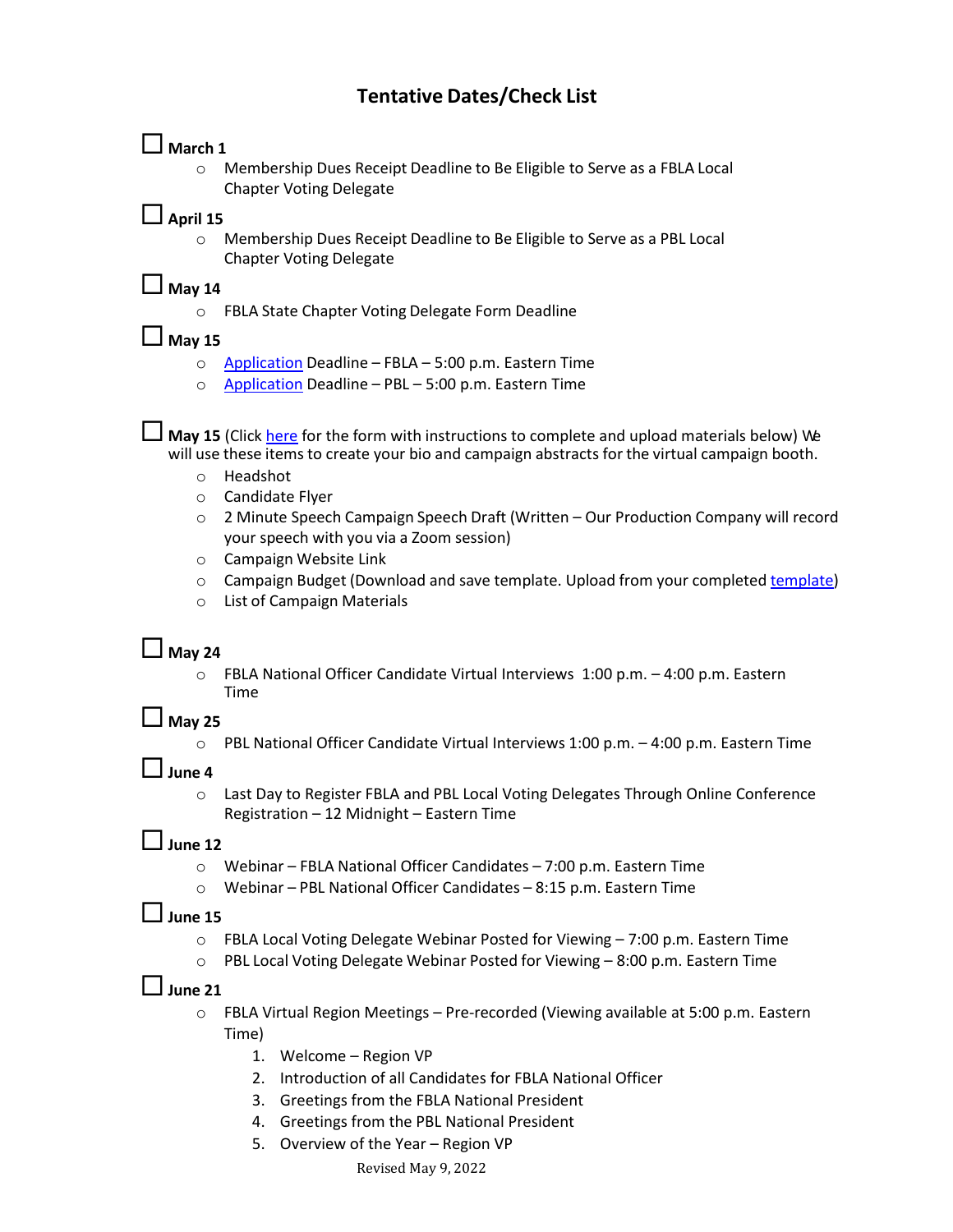# Tentative Dates/Check List

☐ **March 1**

- Membership Dues Receipt Deadline to Be Eligible to Serve as a FBLA Local Chapter Voting Delegate

☐ **April 15**

- Membership Dues Receipt Deadline to Be Eligible to Serve as a PBL Local Chapter Voting Delegate

☐ **May 14**

- FBLA State Chapter Voting Delegate Form Deadline

☐ **May 15**

- Application Deadline – FBLA – 5:00 p.m. Eastern Time
- Application Deadline – PBL – 5:00 p.m. Eastern Time

☐ **May 15** (Click here for the form with instructions to complete and upload materials below) We will use these items to create your bio and campaign abstracts for the virtual campaign booth.

- Headshot
- Candidate Flyer
- 2 Minute Speech Campaign Speech Draft (Written – Our Production Company will record your speech with you via a Zoom session)
- Campaign Website Link
- Campaign Budget (Download and save template. Upload from your completed template)
- List of Campaign Materials

☐ **May 24**

- FBLA National Officer Candidate Virtual Interviews 1:00 p.m. – 4:00 p.m. Eastern Time

☐ **May 25**

- PBL National Officer Candidate Virtual Interviews 1:00 p.m. – 4:00 p.m. Eastern Time

☐ **June 4**

- Last Day to Register FBLA and PBL Local Voting Delegates Through Online Conference Registration – 12 Midnight – Eastern Time

☐ **June 12**

- Webinar – FBLA National Officer Candidates – 7:00 p.m. Eastern Time
- Webinar – PBL National Officer Candidates – 8:15 p.m. Eastern Time

☐ **June 15**

- FBLA Local Voting Delegate Webinar Posted for Viewing – 7:00 p.m. Eastern Time
- PBL Local Voting Delegate Webinar Posted for Viewing – 8:00 p.m. Eastern Time

☐ **June 21**

- FBLA Virtual Region Meetings – Pre-recorded (Viewing available at 5:00 p.m. Eastern Time)
  1. Welcome – Region VP
  2. Introduction of all Candidates for FBLA National Officer
  3. Greetings from the FBLA National President
  4. Greetings from the PBL National President
  5. Overview of the Year – Region VP

Revised May 9, 2022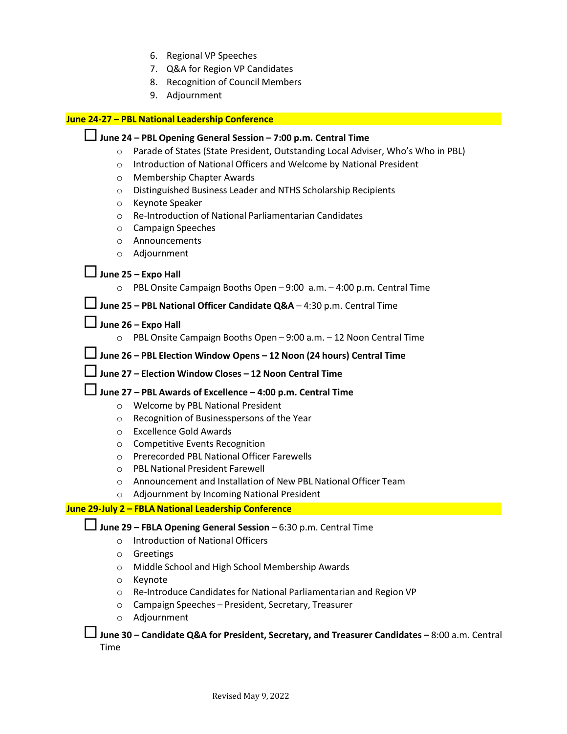6. Regional VP Speeches
7. Q&A for Region VP Candidates
8. Recognition of Council Members
9. Adjournment

**June 24-27 – PBL National Leadership Conference**

☐ **June 24 – PBL Opening General Session – 7:00 p.m. Central Time**
- Parade of States (State President, Outstanding Local Adviser, Who's Who in PBL)
- Introduction of National Officers and Welcome by National President
- Membership Chapter Awards
- Distinguished Business Leader and NTHS Scholarship Recipients
- Keynote Speaker
- Re-Introduction of National Parliamentarian Candidates
- Campaign Speeches
- Announcements
- Adjournment

☐ **June 25 – Expo Hall**
- PBL Onsite Campaign Booths Open – 9:00 a.m. – 4:00 p.m. Central Time

☐ **June 25 – PBL National Officer Candidate Q&A** – 4:30 p.m. Central Time

☐ **June 26 – Expo Hall**
- PBL Onsite Campaign Booths Open – 9:00 a.m. – 12 Noon Central Time

☐ **June 26 – PBL Election Window Opens – 12 Noon (24 hours) Central Time**

☐ **June 27 – Election Window Closes – 12 Noon Central Time**

☐ **June 27 – PBL Awards of Excellence – 4:00 p.m. Central Time**
- Welcome by PBL National President
- Recognition of Businesspersons of the Year
- Excellence Gold Awards
- Competitive Events Recognition
- Prerecorded PBL National Officer Farewells
- PBL National President Farewell
- Announcement and Installation of New PBL National Officer Team
- Adjournment by Incoming National President

**June 29-July 2 – FBLA National Leadership Conference**

☐ **June 29 – FBLA Opening General Session** – 6:30 p.m. Central Time
- Introduction of National Officers
- Greetings
- Middle School and High School Membership Awards
- Keynote
- Re-Introduce Candidates for National Parliamentarian and Region VP
- Campaign Speeches – President, Secretary, Treasurer
- Adjournment

☐ **June 30 – Candidate Q&A for President, Secretary, and Treasurer Candidates –** 8:00 a.m. Central Time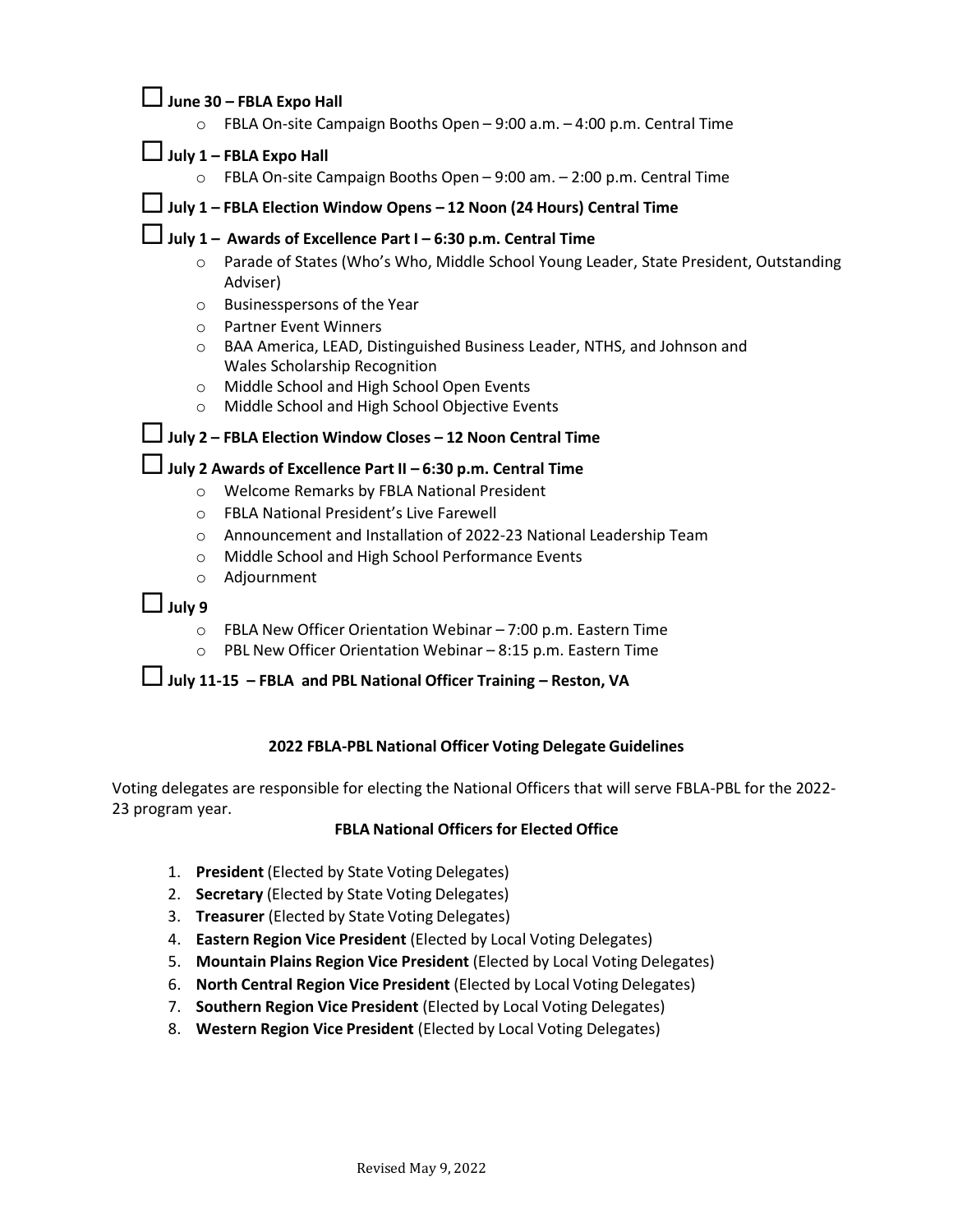☐ **June 30 – FBLA Expo Hall**

- FBLA On-site Campaign Booths Open – 9:00 a.m. – 4:00 p.m. Central Time

☐ **July 1 – FBLA Expo Hall**

- FBLA On-site Campaign Booths Open – 9:00 am. – 2:00 p.m. Central Time

☐ **July 1 – FBLA Election Window Opens – 12 Noon (24 Hours) Central Time**

☐ **July 1 – Awards of Excellence Part I – 6:30 p.m. Central Time**

- Parade of States (Who's Who, Middle School Young Leader, State President, Outstanding Adviser)
- Businesspersons of the Year
- Partner Event Winners
- BAA America, LEAD, Distinguished Business Leader, NTHS, and Johnson and Wales Scholarship Recognition
- Middle School and High School Open Events
- Middle School and High School Objective Events

☐ **July 2 – FBLA Election Window Closes – 12 Noon Central Time**

☐ **July 2 Awards of Excellence Part II – 6:30 p.m. Central Time**

- Welcome Remarks by FBLA National President
- FBLA National President's Live Farewell
- Announcement and Installation of 2022-23 National Leadership Team
- Middle School and High School Performance Events
- Adjournment

☐ **July 9**

- FBLA New Officer Orientation Webinar – 7:00 p.m. Eastern Time
- PBL New Officer Orientation Webinar – 8:15 p.m. Eastern Time

☐ **July 11-15 – FBLA and PBL National Officer Training – Reston, VA**

## 2022 FBLA-PBL National Officer Voting Delegate Guidelines

Voting delegates are responsible for electing the National Officers that will serve FBLA-PBL for the 2022-23 program year.

### FBLA National Officers for Elected Office

1. **President** (Elected by State Voting Delegates)
2. **Secretary** (Elected by State Voting Delegates)
3. **Treasurer** (Elected by State Voting Delegates)
4. **Eastern Region Vice President** (Elected by Local Voting Delegates)
5. **Mountain Plains Region Vice President** (Elected by Local Voting Delegates)
6. **North Central Region Vice President** (Elected by Local Voting Delegates)
7. **Southern Region Vice President** (Elected by Local Voting Delegates)
8. **Western Region Vice President** (Elected by Local Voting Delegates)

Revised May 9, 2022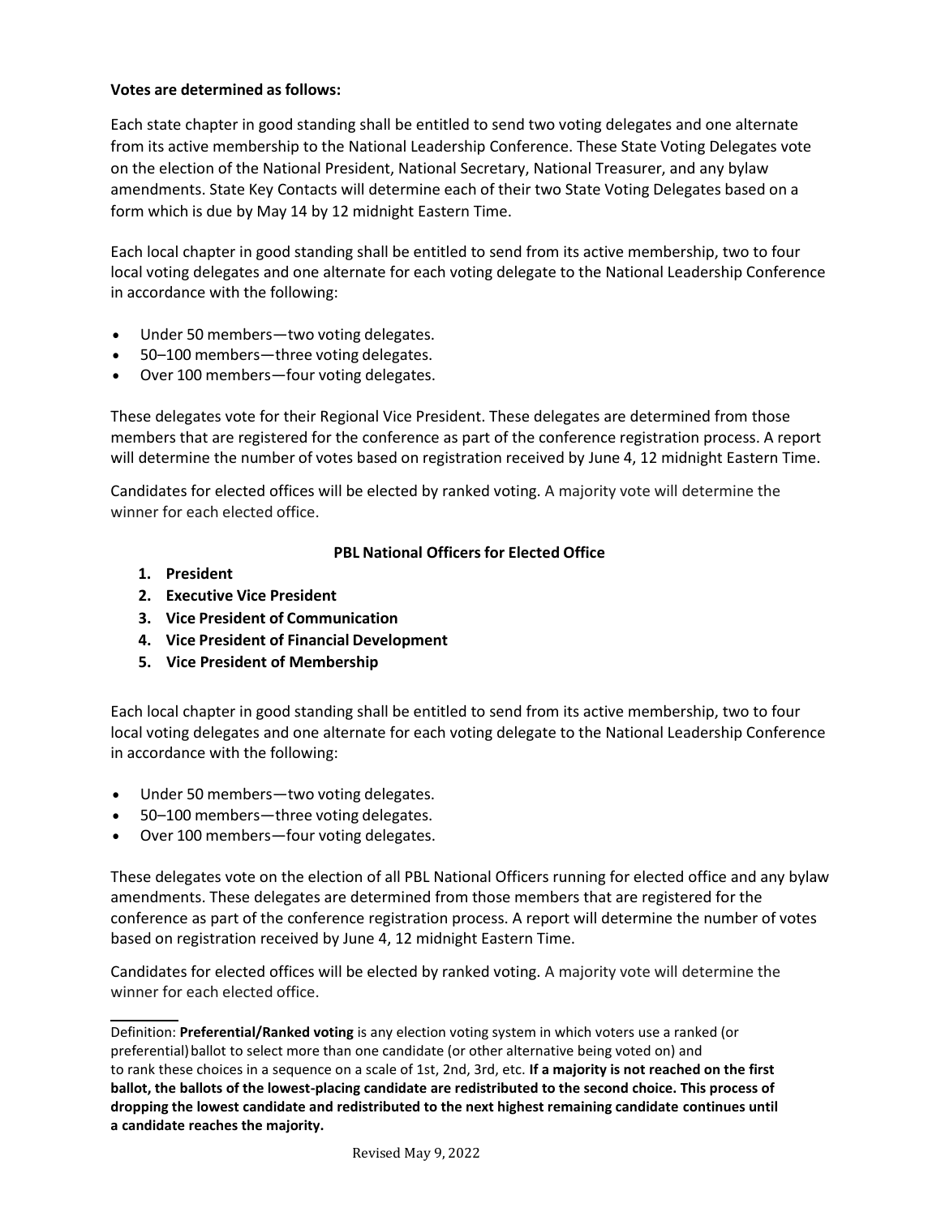**Votes are determined as follows:**

Each state chapter in good standing shall be entitled to send two voting delegates and one alternate from its active membership to the National Leadership Conference. These State Voting Delegates vote on the election of the National President, National Secretary, National Treasurer, and any bylaw amendments. State Key Contacts will determine each of their two State Voting Delegates based on a form which is due by May 14 by 12 midnight Eastern Time.

Each local chapter in good standing shall be entitled to send from its active membership, two to four local voting delegates and one alternate for each voting delegate to the National Leadership Conference in accordance with the following:

- Under 50 members—two voting delegates.
- 50–100 members—three voting delegates.
- Over 100 members—four voting delegates.

These delegates vote for their Regional Vice President. These delegates are determined from those members that are registered for the conference as part of the conference registration process. A report will determine the number of votes based on registration received by June 4, 12 midnight Eastern Time.

Candidates for elected offices will be elected by ranked voting. A majority vote will determine the winner for each elected office.

**PBL National Officers for Elected Office**

1. **President**
2. **Executive Vice President**
3. **Vice President of Communication**
4. **Vice President of Financial Development**
5. **Vice President of Membership**

Each local chapter in good standing shall be entitled to send from its active membership, two to four local voting delegates and one alternate for each voting delegate to the National Leadership Conference in accordance with the following:

- Under 50 members—two voting delegates.
- 50–100 members—three voting delegates.
- Over 100 members—four voting delegates.

These delegates vote on the election of all PBL National Officers running for elected office and any bylaw amendments. These delegates are determined from those members that are registered for the conference as part of the conference registration process. A report will determine the number of votes based on registration received by June 4, 12 midnight Eastern Time.

Candidates for elected offices will be elected by ranked voting. A majority vote will determine the winner for each elected office.

---

Definition: **Preferential/Ranked voting** is any election voting system in which voters use a ranked (or preferential) ballot to select more than one candidate (or other alternative being voted on) and to rank these choices in a sequence on a scale of 1st, 2nd, 3rd, etc. **If a majority is not reached on the first ballot, the ballots of the lowest-placing candidate are redistributed to the second choice. This process of dropping the lowest candidate and redistributed to the next highest remaining candidate continues until a candidate reaches the majority.**

Revised May 9, 2022